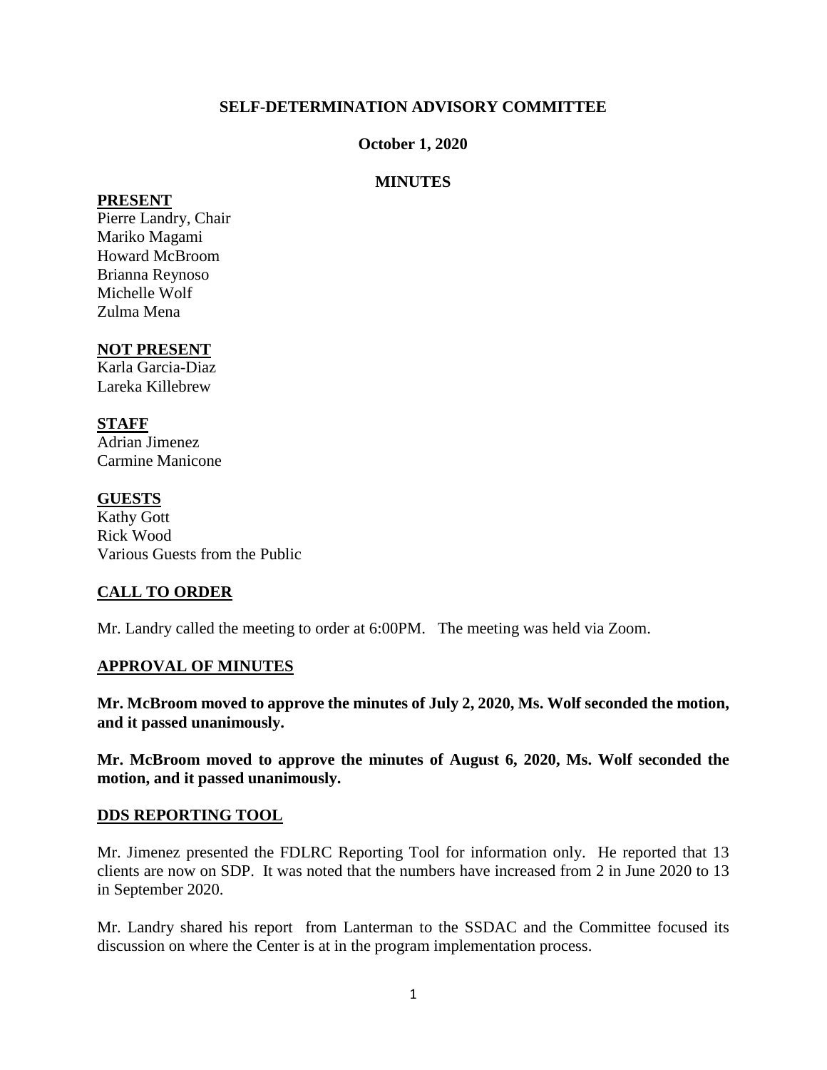**SELF-DETERMINATION ADVISORY COMMITTEE**

**October 1, 2020**

**MINUTES**

**PRESENT**

Pierre Landry, Chair
Mariko Magami
Howard McBroom
Brianna Reynoso
Michelle Wolf
Zulma Mena

**NOT PRESENT**

Karla Garcia-Diaz
Lareka Killebrew

**STAFF**

Adrian Jimenez
Carmine Manicone

**GUESTS**

Kathy Gott
Rick Wood
Various Guests from the Public

## CALL TO ORDER

Mr. Landry called the meeting to order at 6:00PM. The meeting was held via Zoom.

## APPROVAL OF MINUTES

**Mr. McBroom moved to approve the minutes of July 2, 2020, Ms. Wolf seconded the motion, and it passed unanimously.**

**Mr. McBroom moved to approve the minutes of August 6, 2020, Ms. Wolf seconded the motion, and it passed unanimously.**

## DDS REPORTING TOOL

Mr. Jimenez presented the FDLRC Reporting Tool for information only. He reported that 13 clients are now on SDP. It was noted that the numbers have increased from 2 in June 2020 to 13 in September 2020.

Mr. Landry shared his report from Lanterman to the SSDAC and the Committee focused its discussion on where the Center is at in the program implementation process.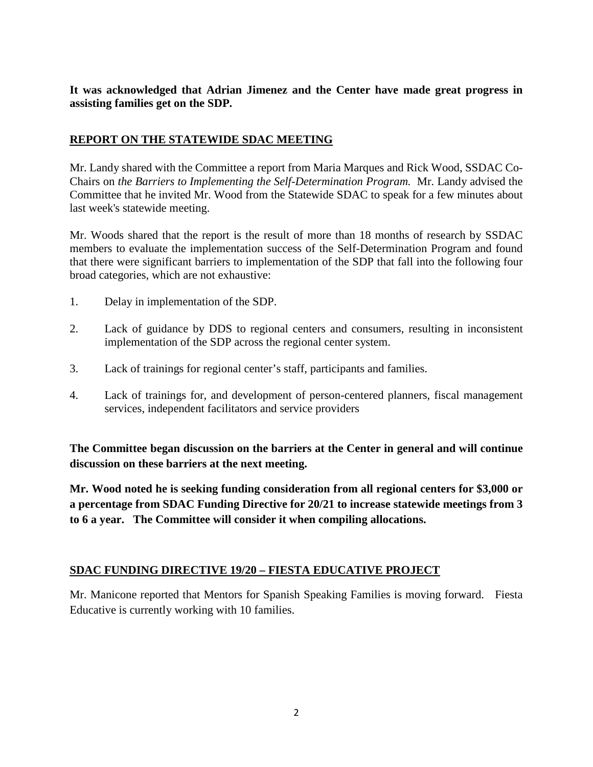**It was acknowledged that Adrian Jimenez and the Center have made great progress in assisting families get on the SDP.**

## REPORT ON THE STATEWIDE SDAC MEETING

Mr. Landy shared with the Committee a report from Maria Marques and Rick Wood, SSDAC Co-Chairs on *the Barriers to Implementing the Self-Determination Program.* Mr. Landy advised the Committee that he invited Mr. Wood from the Statewide SDAC to speak for a few minutes about last week's statewide meeting.

Mr. Woods shared that the report is the result of more than 18 months of research by SSDAC members to evaluate the implementation success of the Self-Determination Program and found that there were significant barriers to implementation of the SDP that fall into the following four broad categories, which are not exhaustive:

1. Delay in implementation of the SDP.
2. Lack of guidance by DDS to regional centers and consumers, resulting in inconsistent implementation of the SDP across the regional center system.
3. Lack of trainings for regional center's staff, participants and families.
4. Lack of trainings for, and development of person-centered planners, fiscal management services, independent facilitators and service providers

**The Committee began discussion on the barriers at the Center in general and will continue discussion on these barriers at the next meeting.**

**Mr. Wood noted he is seeking funding consideration from all regional centers for $3,000 or a percentage from SDAC Funding Directive for 20/21 to increase statewide meetings from 3 to 6 a year. The Committee will consider it when compiling allocations.**

## SDAC FUNDING DIRECTIVE 19/20 – FIESTA EDUCATIVE PROJECT

Mr. Manicone reported that Mentors for Spanish Speaking Families is moving forward. Fiesta Educative is currently working with 10 families.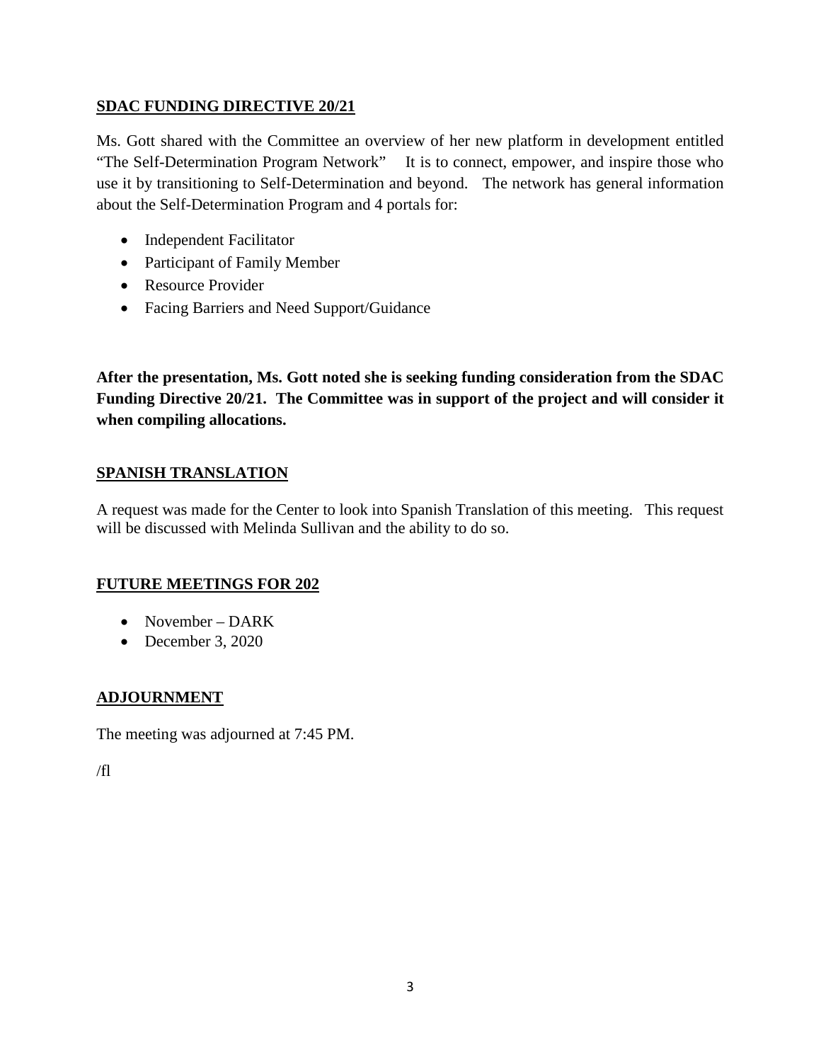## SDAC FUNDING DIRECTIVE 20/21

Ms. Gott shared with the Committee an overview of her new platform in development entitled "The Self-Determination Program Network" It is to connect, empower, and inspire those who use it by transitioning to Self-Determination and beyond. The network has general information about the Self-Determination Program and 4 portals for:

- Independent Facilitator
- Participant of Family Member
- Resource Provider
- Facing Barriers and Need Support/Guidance

**After the presentation, Ms. Gott noted she is seeking funding consideration from the SDAC Funding Directive 20/21. The Committee was in support of the project and will consider it when compiling allocations.**

## SPANISH TRANSLATION

A request was made for the Center to look into Spanish Translation of this meeting. This request will be discussed with Melinda Sullivan and the ability to do so.

## FUTURE MEETINGS FOR 202

- November – DARK
- December 3, 2020

## ADJOURNMENT

The meeting was adjourned at 7:45 PM.

/fl